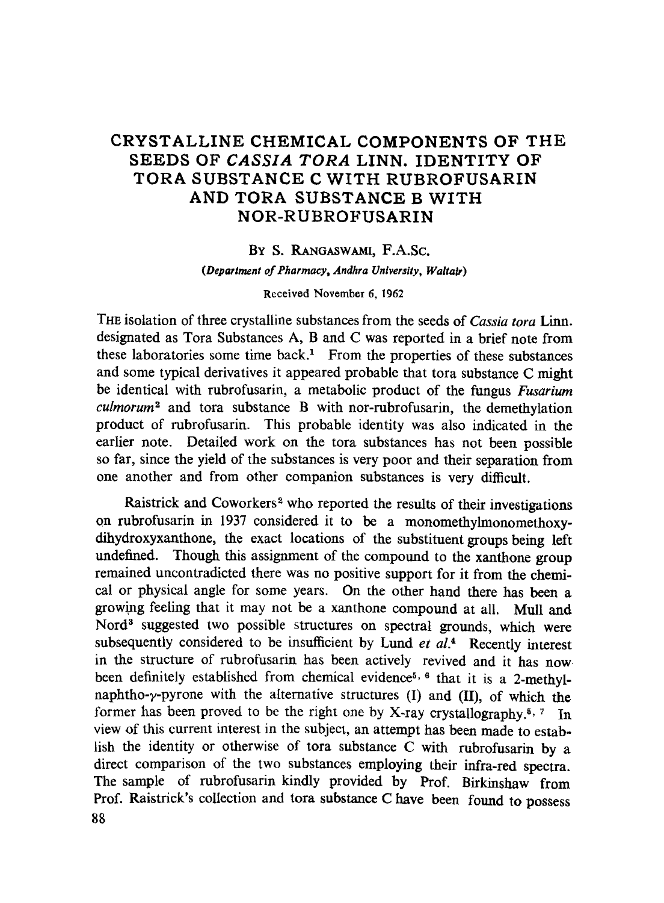# CRYSTALLINE CHEMICAL COMPONENTS OF THE SEEDS OF *CASSIA TORA* LINN. IDENTITY OF TORA SUBSTANCE C WITH RUBROFUSARIN AND TORA SUBSTANCE B WITH NOR-RUBROFUSARIN

BY S. RANGASWAMI, F.A.Sc.

*(Department of Pharmacy, Andhra University, Waltair)*

Received November 6, 1962

THE isolation of three crystalline substances from the seeds of *Cassia tora* Linn. designated as Tora Substances A, B and C was reported in a brief note from these laboratories some time back.[1] From the properties of these substances and some typical derivatives it appeared probable that tora substance C might be identical with rubrofusarin, a metabolic product of the fungus *Fusarium culmorum*[2] and tora substance B with nor-rubrofusarin, the demethylation product of rubrofusarin. This probable identity was also indicated in the earlier note. Detailed work on the tora substances has not been possible so far, since the yield of the substances is very poor and their separation from one another and from other companion substances is very difficult.

Raistrick and Coworkers[2] who reported the results of their investigations on rubrofusarin in 1937 considered it to be a monomethylmonomethoxy-dihydroxyxanthone, the exact locations of the substituent groups being left undefined. Though this assignment of the compound to the xanthone group remained uncontradicted there was no positive support for it from the chemical or physical angle for some years. On the other hand there has been a growing feeling that it may not be a xanthone compound at all. Mull and Nord[3] suggested two possible structures on spectral grounds, which were subsequently considered to be insufficient by Lund *et al.*[4] Recently interest in the structure of rubrofusarin has been actively revived and it has now been definitely established from chemical evidence[5, 6] that it is a 2-methyl-naphtho-$\gamma$-pyrone with the alternative structures (I) and (II), of which the former has been proved to be the right one by X-ray crystallography.[5, 7] In view of this current interest in the subject, an attempt has been made to establish the identity or otherwise of tora substance C with rubrofusarin by a direct comparison of the two substances employing their infra-red spectra. The sample of rubrofusarin kindly provided by Prof. Birkinshaw from Prof. Raistrick's collection and tora substance C have been found to possess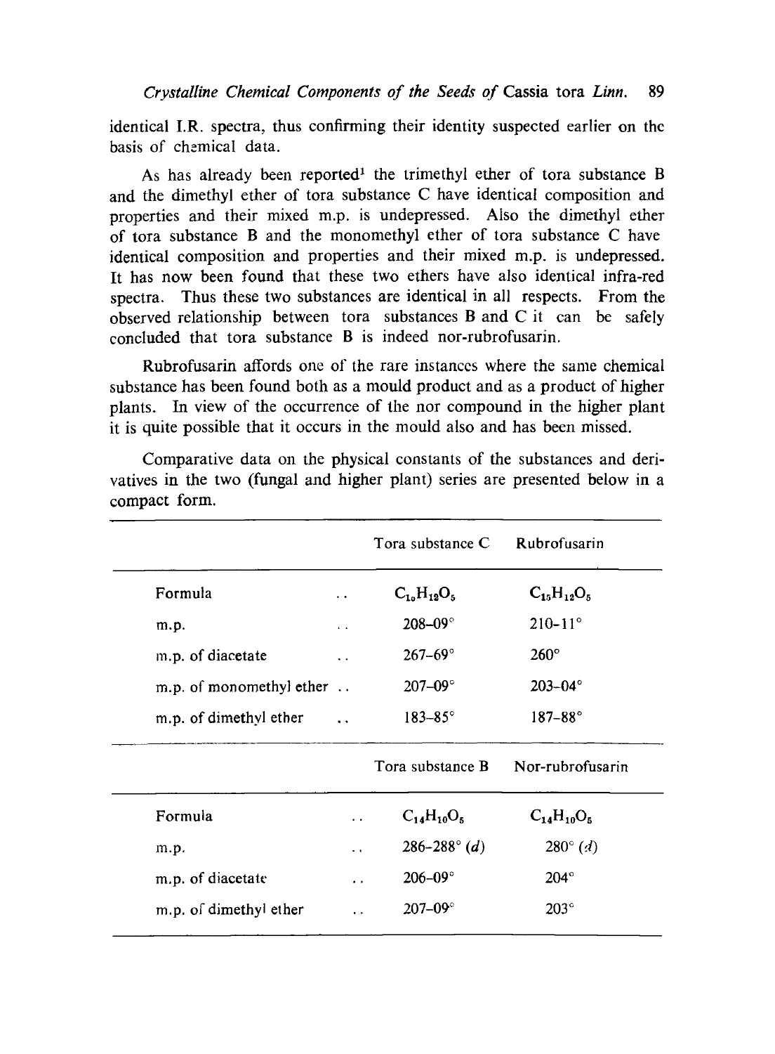identical I.R. spectra, thus confirming their identity suspected earlier on the basis of chemical data.

As has already been reported[1] the trimethyl ether of tora substance B and the dimethyl ether of tora substance C have identical composition and properties and their mixed m.p. is undepressed. Also the dimethyl ether of tora substance B and the monomethyl ether of tora substance C have identical composition and properties and their mixed m.p. is undepressed. It has now been found that these two ethers have also identical infra-red spectra. Thus these two substances are identical in all respects. From the observed relationship between tora substances B and C it can be safely concluded that tora substance B is indeed nor-rubrofusarin.

Rubrofusarin affords one of the rare instances where the same chemical substance has been found both as a mould product and as a product of higher plants. In view of the occurrence of the nor compound in the higher plant it is quite possible that it occurs in the mould also and has been missed.

Comparative data on the physical constants of the substances and derivatives in the two (fungal and higher plant) series are presented below in a compact form.

| | Tora substance C | Rubrofusarin |
|---|---|---|
| Formula .. | $C_{10}H_{12}O_5$ | $C_{15}H_{12}O_5$ |
| m.p. .. | 208–09° | 210–11° |
| m.p. of diacetate .. | 267–69° | 260° |
| m.p. of monomethyl ether .. | 207–09° | 203–04° |
| m.p. of dimethyl ether .. | 183–85° | 187–88° |
| | **Tora substance B** | **Nor-rubrofusarin** |
| Formula .. | $C_{14}H_{10}O_5$ | $C_{14}H_{10}O_5$ |
| m.p. .. | 286–288° (*d*) | 280° (*d*) |
| m.p. of diacetate .. | 206–09° | 204° |
| m.p. of dimethyl ether .. | 207–09° | 203° |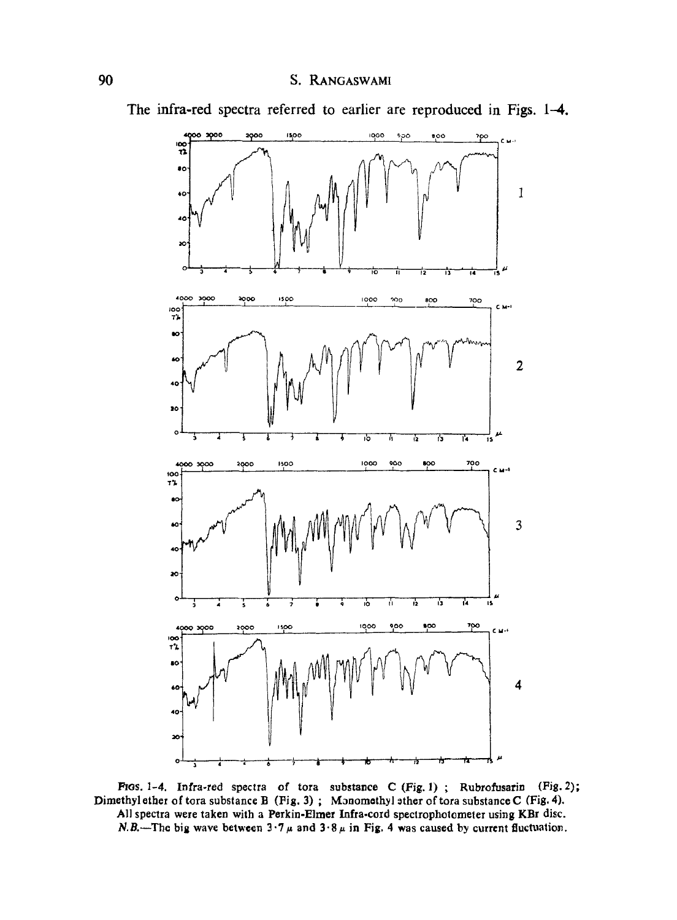The infra-red spectra referred to earlier are reproduced in Figs. 1–4.

FIGS. 1–4. Infra-red spectra of tora substance C (Fig. 1); Rubrofusarin (Fig. 2); Dimethyl ether of tora substance B (Fig. 3); Monomethyl ether of tora substance C (Fig. 4).

All spectra were taken with a Perkin-Elmer Infra-cord spectrophotometer using KBr disc.

*N.B.*—The big wave between 3·7 $\mu$ and 3·8 $\mu$ in Fig. 4 was caused by current fluctuation.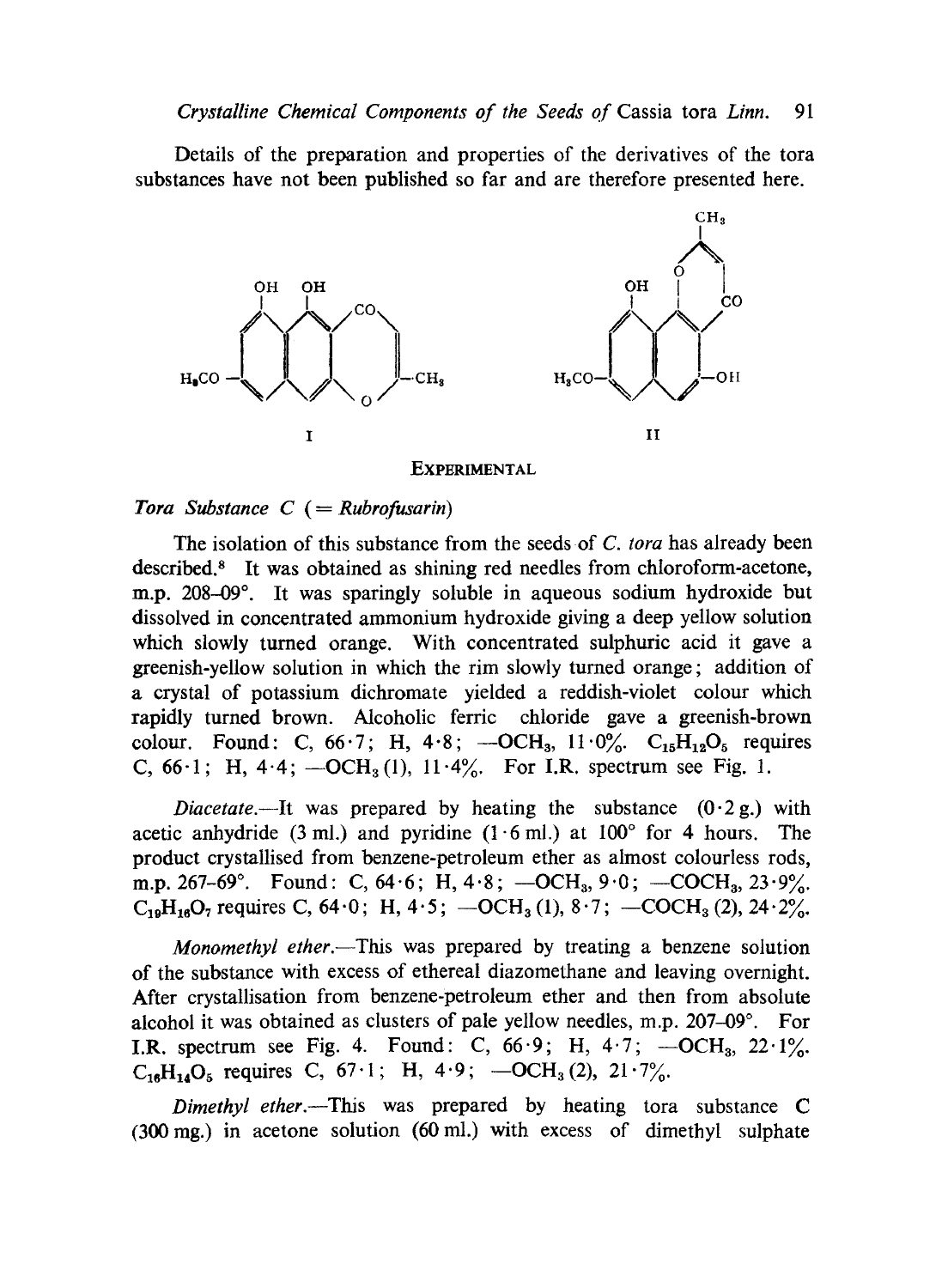Details of the preparation and properties of the derivatives of the tora substances have not been published so far and are therefore presented here.

## EXPERIMENTAL

### *Tora Substance C* (= *Rubrofusarin*)

The isolation of this substance from the seeds of *C. tora* has already been described.[8] It was obtained as shining red needles from chloroform-acetone, m.p. 208–09°. It was sparingly soluble in aqueous sodium hydroxide but dissolved in concentrated ammonium hydroxide giving a deep yellow solution which slowly turned orange. With concentrated sulphuric acid it gave a greenish-yellow solution in which the rim slowly turned orange; addition of a crystal of potassium dichromate yielded a reddish-violet colour which rapidly turned brown. Alcoholic ferric chloride gave a greenish-brown colour. Found: C, 66·7; H, 4·8; $-OCH_3$, 11·0%. $C_{15}H_{12}O_5$ requires C, 66·1; H, 4·4; $-OCH_3$ (1), 11·4%. For I.R. spectrum see Fig. 1.

*Diacetate*.—It was prepared by heating the substance (0·2 g.) with acetic anhydride (3 ml.) and pyridine (1·6 ml.) at 100° for 4 hours. The product crystallised from benzene-petroleum ether as almost colourless rods, m.p. 267–69°. Found: C, 64·6; H, 4·8; $-OCH_3$, 9·0; $-COCH_3$, 23·9%. $C_{19}H_{16}O_7$ requires C, 64·0; H, 4·5; $-OCH_3$ (1), 8·7; $-COCH_3$ (2), 24·2%.

*Monomethyl ether*.—This was prepared by treating a benzene solution of the substance with excess of ethereal diazomethane and leaving overnight. After crystallisation from benzene-petroleum ether and then from absolute alcohol it was obtained as clusters of pale yellow needles, m.p. 207–09°. For I.R. spectrum see Fig. 4. Found: C, 66·9; H, 4·7; $-OCH_3$, 22·1%. $C_{16}H_{14}O_5$ requires C, 67·1; H, 4·9; $-OCH_3$ (2), 21·7%.

*Dimethyl ether*.—This was prepared by heating tora substance C (300 mg.) in acetone solution (60 ml.) with excess of dimethyl sulphate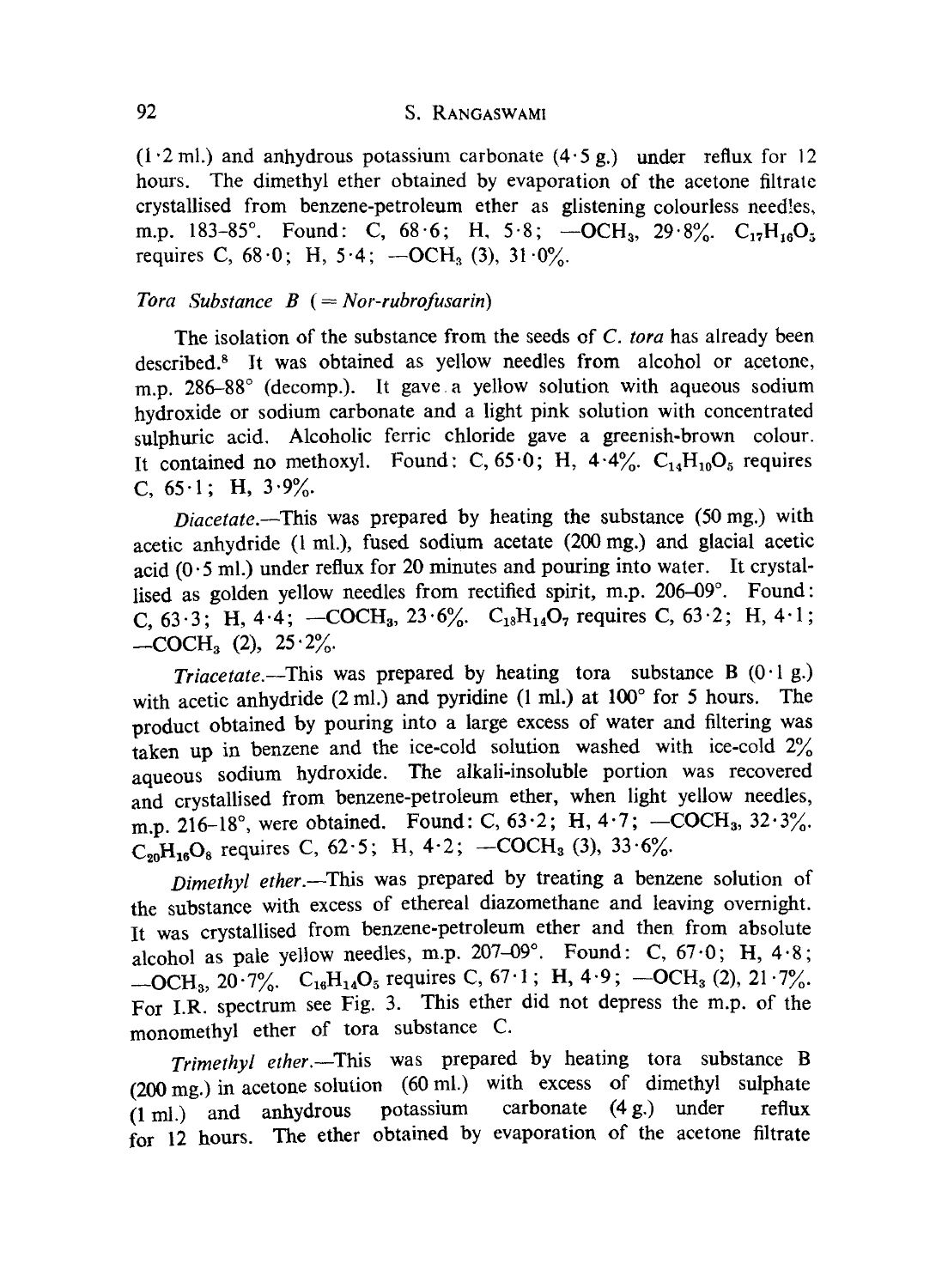(1·2 ml.) and anhydrous potassium carbonate (4·5 g.) under reflux for 12 hours. The dimethyl ether obtained by evaporation of the acetone filtrate crystallised from benzene-petroleum ether as glistening colourless needles, m.p. 183–85°. Found: C, 68·6; H, 5·8; —$OCH_3$, 29·8%. $C_{17}H_{16}O_5$ requires C, 68·0; H, 5·4; —$OCH_3$ (3), 31·0%.

*Tora Substance B (= Nor-rubrofusarin)*

The isolation of the substance from the seeds of *C. tora* has already been described.[8] It was obtained as yellow needles from alcohol or acetone, m.p. 286–88° (decomp.). It gave a yellow solution with aqueous sodium hydroxide or sodium carbonate and a light pink solution with concentrated sulphuric acid. Alcoholic ferric chloride gave a greenish-brown colour. It contained no methoxyl. Found: C, 65·0; H, 4·4%. $C_{14}H_{10}O_5$ requires C, 65·1; H, 3·9%.

*Diacetate.*—This was prepared by heating the substance (50 mg.) with acetic anhydride (1 ml.), fused sodium acetate (200 mg.) and glacial acetic acid (0·5 ml.) under reflux for 20 minutes and pouring into water. It crystallised as golden yellow needles from rectified spirit, m.p. 206–09°. Found: C, 63·3; H, 4·4; —$COCH_3$, 23·6%. $C_{18}H_{14}O_7$ requires C, 63·2; H, 4·1; —$COCH_3$ (2), 25·2%.

*Triacetate.*—This was prepared by heating tora substance B (0·1 g.) with acetic anhydride (2 ml.) and pyridine (1 ml.) at 100° for 5 hours. The product obtained by pouring into a large excess of water and filtering was taken up in benzene and the ice-cold solution washed with ice-cold 2% aqueous sodium hydroxide. The alkali-insoluble portion was recovered and crystallised from benzene-petroleum ether, when light yellow needles, m.p. 216–18°, were obtained. Found: C, 63·2; H, 4·7; —$COCH_3$, 32·3%. $C_{20}H_{16}O_8$ requires C, 62·5; H, 4·2; —$COCH_3$ (3), 33·6%.

*Dimethyl ether.*—This was prepared by treating a benzene solution of the substance with excess of ethereal diazomethane and leaving overnight. It was crystallised from benzene-petroleum ether and then from absolute alcohol as pale yellow needles, m.p. 207–09°. Found: C, 67·0; H, 4·8; —$OCH_3$, 20·7%. $C_{16}H_{14}O_5$ requires C, 67·1; H, 4·9; —$OCH_3$ (2), 21·7%. For I.R. spectrum see Fig. 3. This ether did not depress the m.p. of the monomethyl ether of tora substance C.

*Trimethyl ether.*—This was prepared by heating tora substance B (200 mg.) in acetone solution (60 ml.) with excess of dimethyl sulphate (1 ml.) and anhydrous potassium carbonate (4 g.) under reflux for 12 hours. The ether obtained by evaporation of the acetone filtrate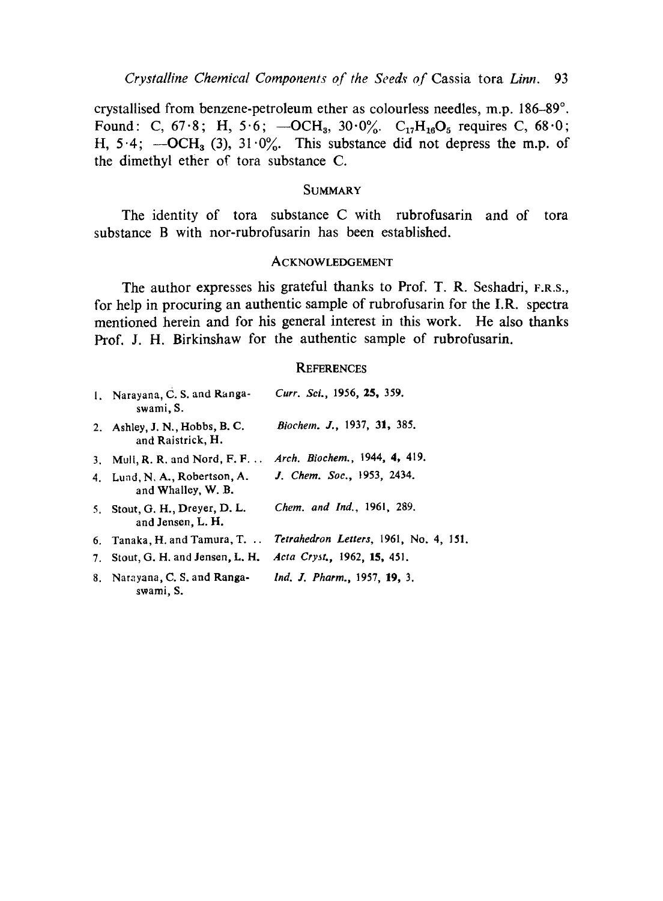crystallised from benzene-petroleum ether as colourless needles, m.p. 186–89°. Found: C, 67·8; H, 5·6; $-OCH_3$, 30·0%. $C_{17}H_{16}O_5$ requires C, 68·0; H, 5·4; $-OCH_3$ (3), 31·0%. This substance did not depress the m.p. of the dimethyl ether of tora substance C.

## Summary

The identity of tora substance C with rubrofusarin and of tora substance B with nor-rubrofusarin has been established.

## Acknowledgement

The author expresses his grateful thanks to Prof. T. R. Seshadri, F.R.S., for help in procuring an authentic sample of rubrofusarin for the I.R. spectra mentioned herein and for his general interest in this work. He also thanks Prof. J. H. Birkinshaw for the authentic sample of rubrofusarin.

## References

| | | |
|---|---|---|
| 1. | Narayana, C. S. and Rangaswami, S. | *Curr. Sci.*, 1956, **25**, 359. |
| 2. | Ashley, J. N., Hobbs, B. C. and Raistrick, H. | *Biochem. J.*, 1937, **31**, 385. |
| 3. | Mull, R. R. and Nord, F. F. .. | *Arch. Biochem.*, 1944, **4**, 419. |
| 4. | Lund, N. A., Robertson, A. and Whalley, W. B. | *J. Chem. Soc.*, 1953, 2434. |
| 5. | Stout, G. H., Dreyer, D. L. and Jensen, L. H. | *Chem. and Ind.*, 1961, 289. |
| 6. | Tanaka, H. and Tamura, T. .. | *Tetrahedron Letters*, 1961, No. 4, 151. |
| 7. | Stout, G. H. and Jensen, L. H. | *Acta Cryst.*, 1962, **15**, 451. |
| 8. | Narayana, C. S. and Rangaswami, S. | *Ind. J. Pharm.*, 1957, **19**, 3. |